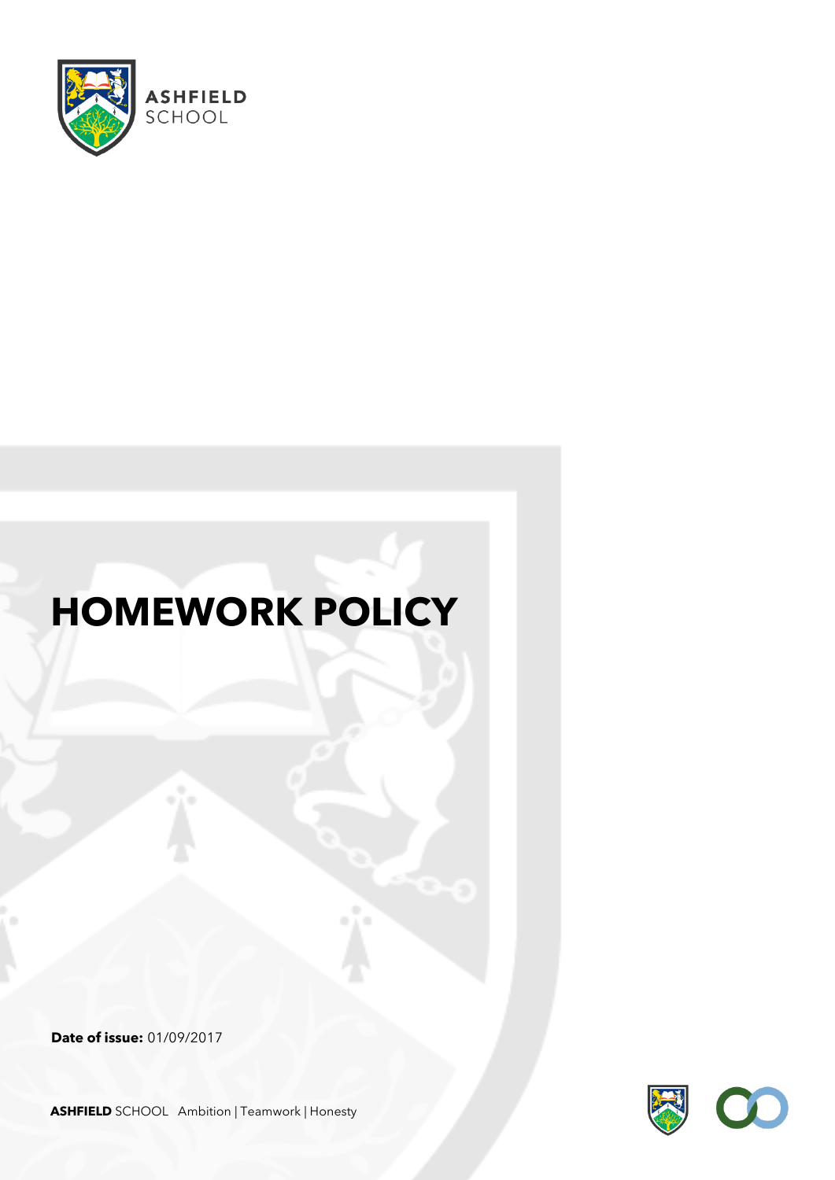ASHFIELD SCHOOL

# HOMEWORK POLICY

**Date of issue:** 01/09/2017

**ASHFIELD** SCHOOL Ambition | Teamwork | Honesty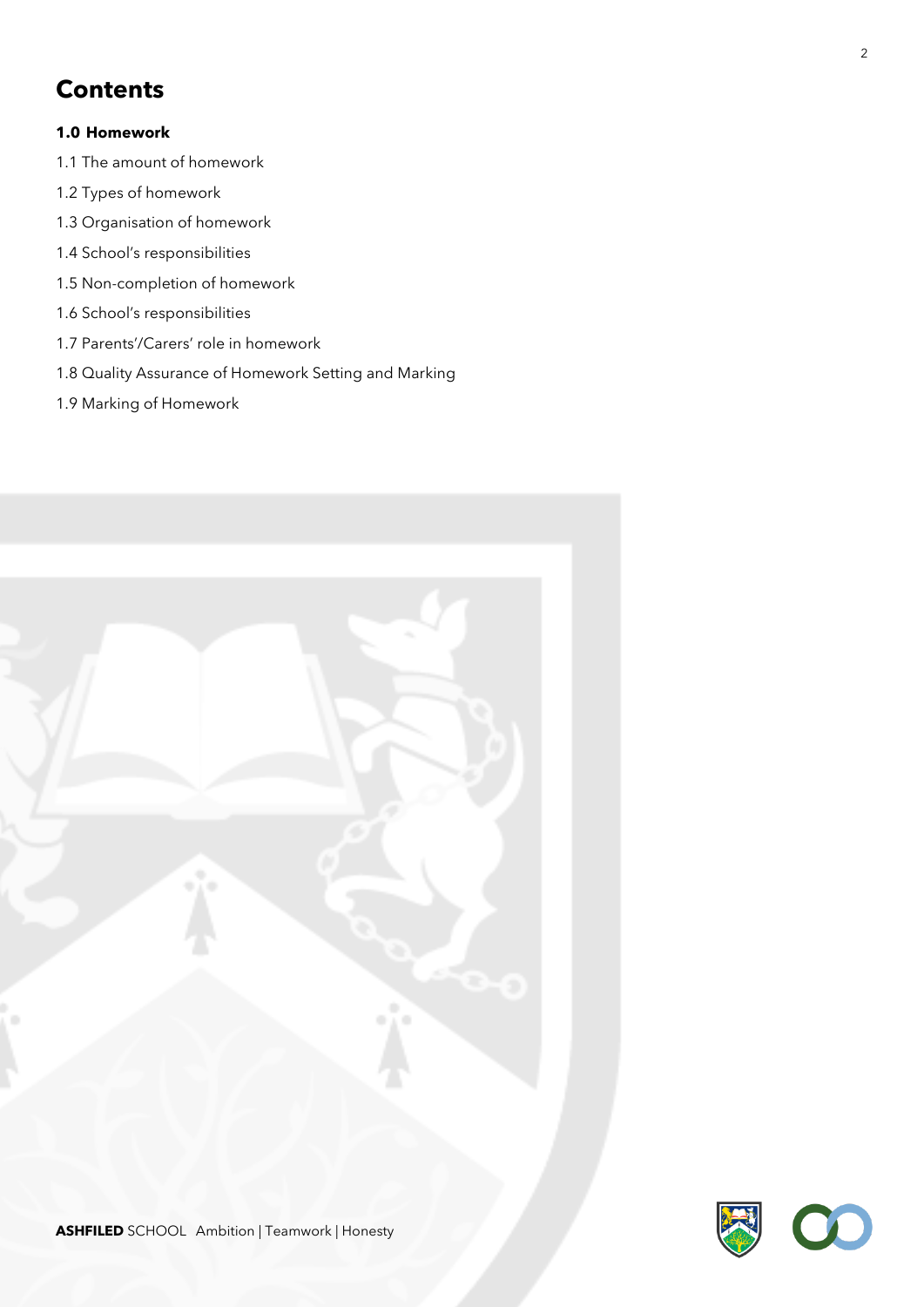# Contents

**1.0 Homework**

1.1 The amount of homework

1.2 Types of homework

1.3 Organisation of homework

1.4 School's responsibilities

1.5 Non-completion of homework

1.6 School's responsibilities

1.7 Parents'/Carers' role in homework

1.8 Quality Assurance of Homework Setting and Marking

1.9 Marking of Homework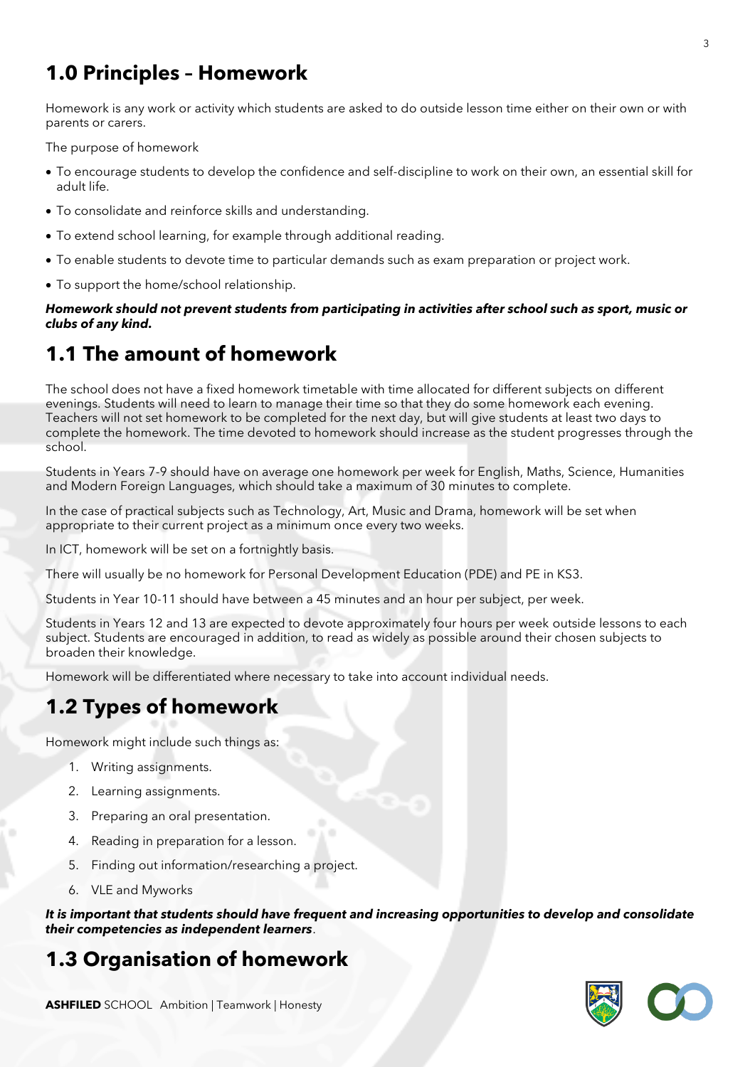## 1.0 Principles – Homework

Homework is any work or activity which students are asked to do outside lesson time either on their own or with parents or carers.

The purpose of homework

- To encourage students to develop the confidence and self-discipline to work on their own, an essential skill for adult life.
- To consolidate and reinforce skills and understanding.
- To extend school learning, for example through additional reading.
- To enable students to devote time to particular demands such as exam preparation or project work.
- To support the home/school relationship.

***Homework should not prevent students from participating in activities after school such as sport, music or clubs of any kind.***

## 1.1 The amount of homework

The school does not have a fixed homework timetable with time allocated for different subjects on different evenings. Students will need to learn to manage their time so that they do some homework each evening. Teachers will not set homework to be completed for the next day, but will give students at least two days to complete the homework. The time devoted to homework should increase as the student progresses through the school.

Students in Years 7-9 should have on average one homework per week for English, Maths, Science, Humanities and Modern Foreign Languages, which should take a maximum of 30 minutes to complete.

In the case of practical subjects such as Technology, Art, Music and Drama, homework will be set when appropriate to their current project as a minimum once every two weeks.

In ICT, homework will be set on a fortnightly basis.

There will usually be no homework for Personal Development Education (PDE) and PE in KS3.

Students in Year 10-11 should have between a 45 minutes and an hour per subject, per week.

Students in Years 12 and 13 are expected to devote approximately four hours per week outside lessons to each subject. Students are encouraged in addition, to read as widely as possible around their chosen subjects to broaden their knowledge.

Homework will be differentiated where necessary to take into account individual needs.

## 1.2 Types of homework

Homework might include such things as:

1. Writing assignments.
2. Learning assignments.
3. Preparing an oral presentation.
4. Reading in preparation for a lesson.
5. Finding out information/researching a project.
6. VLE and Myworks

***It is important that students should have frequent and increasing opportunities to develop and consolidate their competencies as independent learners***.

## 1.3 Organisation of homework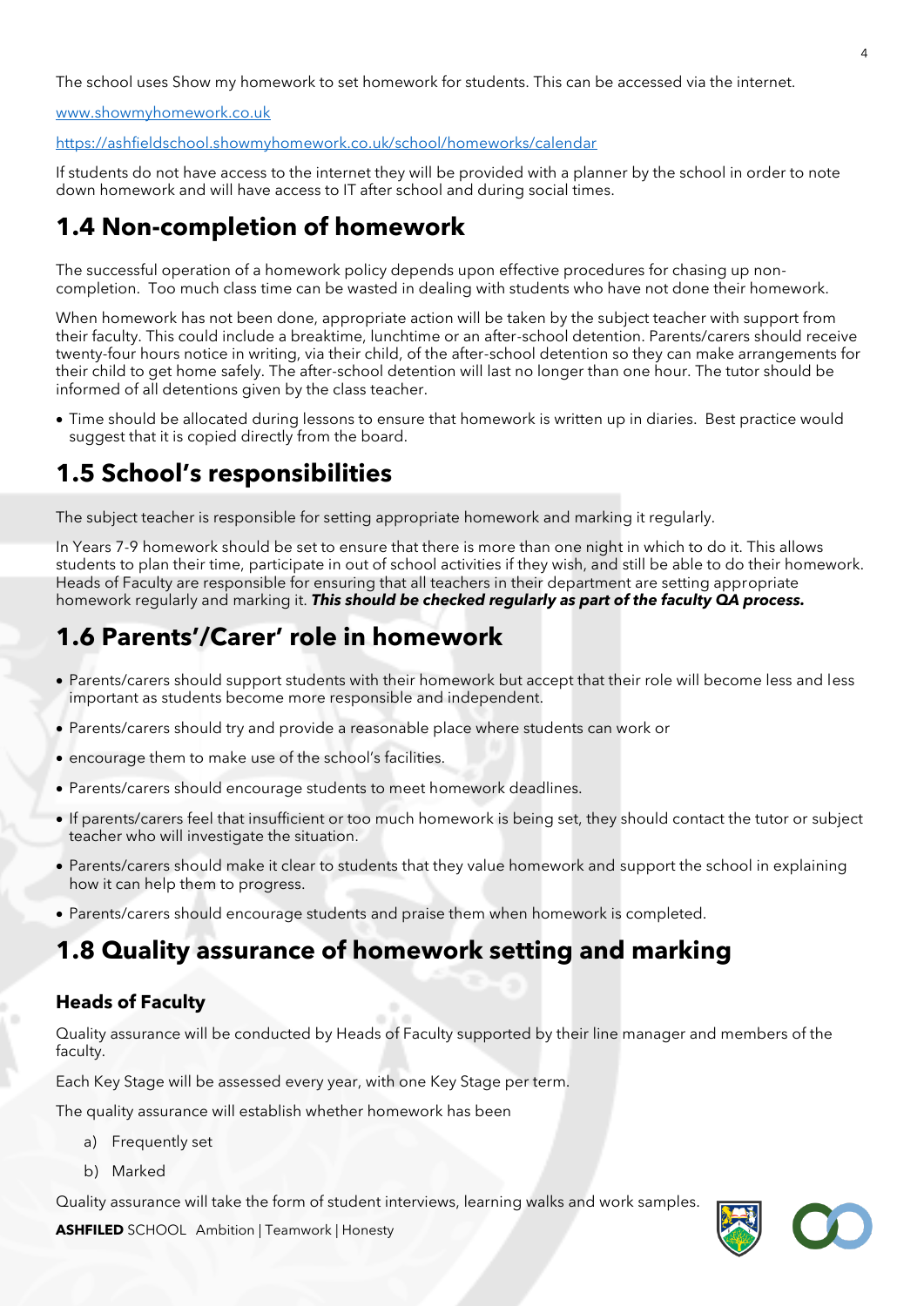The school uses Show my homework to set homework for students. This can be accessed via the internet.

www.showmyhomework.co.uk

https://ashfieldschool.showmyhomework.co.uk/school/homeworks/calendar

If students do not have access to the internet they will be provided with a planner by the school in order to note down homework and will have access to IT after school and during social times.

## 1.4 Non-completion of homework

The successful operation of a homework policy depends upon effective procedures for chasing up non-completion. Too much class time can be wasted in dealing with students who have not done their homework.

When homework has not been done, appropriate action will be taken by the subject teacher with support from their faculty. This could include a breaktime, lunchtime or an after-school detention. Parents/carers should receive twenty-four hours notice in writing, via their child, of the after-school detention so they can make arrangements for their child to get home safely. The after-school detention will last no longer than one hour. The tutor should be informed of all detentions given by the class teacher.

- Time should be allocated during lessons to ensure that homework is written up in diaries. Best practice would suggest that it is copied directly from the board.

## 1.5 School's responsibilities

The subject teacher is responsible for setting appropriate homework and marking it regularly.

In Years 7-9 homework should be set to ensure that there is more than one night in which to do it. This allows students to plan their time, participate in out of school activities if they wish, and still be able to do their homework. Heads of Faculty are responsible for ensuring that all teachers in their department are setting appropriate homework regularly and marking it. ***This should be checked regularly as part of the faculty QA process.***

## 1.6 Parents'/Carer' role in homework

- Parents/carers should support students with their homework but accept that their role will become less and less important as students become more responsible and independent.
- Parents/carers should try and provide a reasonable place where students can work or
- encourage them to make use of the school's facilities.
- Parents/carers should encourage students to meet homework deadlines.
- If parents/carers feel that insufficient or too much homework is being set, they should contact the tutor or subject teacher who will investigate the situation.
- Parents/carers should make it clear to students that they value homework and support the school in explaining how it can help them to progress.
- Parents/carers should encourage students and praise them when homework is completed.

## 1.8 Quality assurance of homework setting and marking

### Heads of Faculty

Quality assurance will be conducted by Heads of Faculty supported by their line manager and members of the faculty.

Each Key Stage will be assessed every year, with one Key Stage per term.

The quality assurance will establish whether homework has been

a) Frequently set

b) Marked

Quality assurance will take the form of student interviews, learning walks and work samples.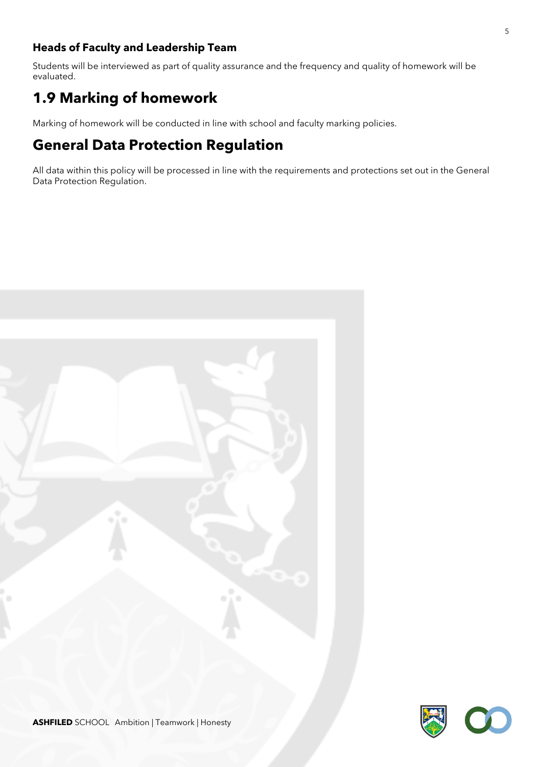### Heads of Faculty and Leadership Team

Students will be interviewed as part of quality assurance and the frequency and quality of homework will be evaluated.

## 1.9 Marking of homework

Marking of homework will be conducted in line with school and faculty marking policies.

## General Data Protection Regulation

All data within this policy will be processed in line with the requirements and protections set out in the General Data Protection Regulation.